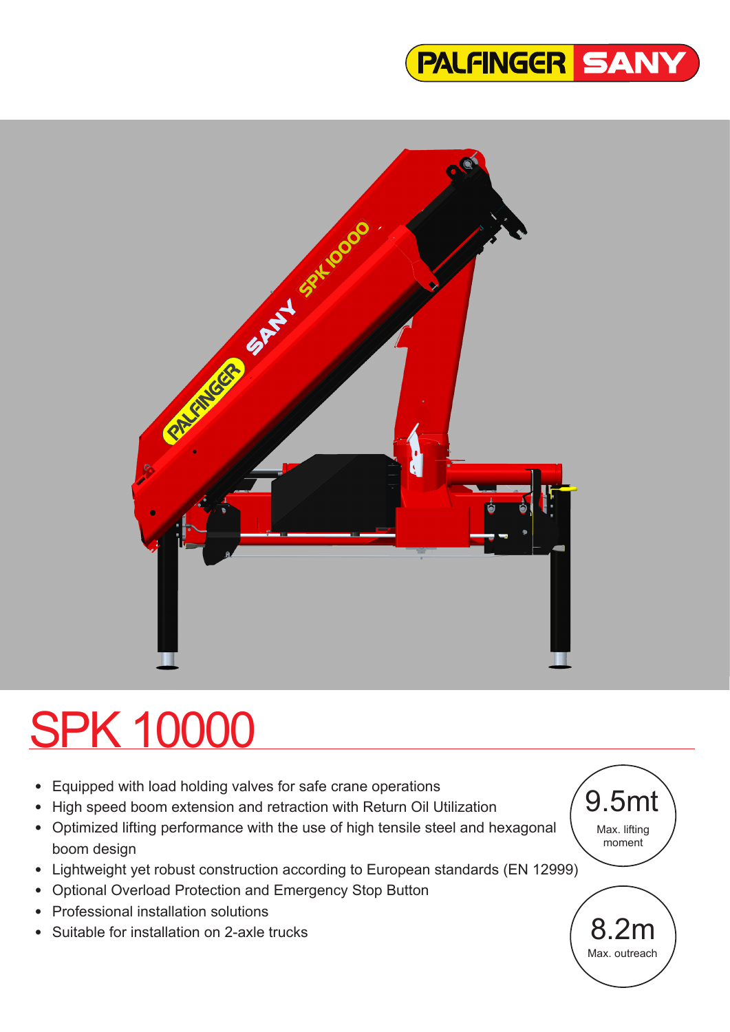PALFINGER SANY

# SPK 10000

- Equipped with load holding valves for safe crane operations
- High speed boom extension and retraction with Return Oil Utilization
- Optimized lifting performance with the use of high tensile steel and hexagonal boom design
- Lightweight yet robust construction according to European standards (EN 12999)
- Optional Overload Protection and Emergency Stop Button
- Professional installation solutions
- Suitable for installation on 2-axle trucks

9.5mt
Max. lifting moment

8.2m
Max. outreach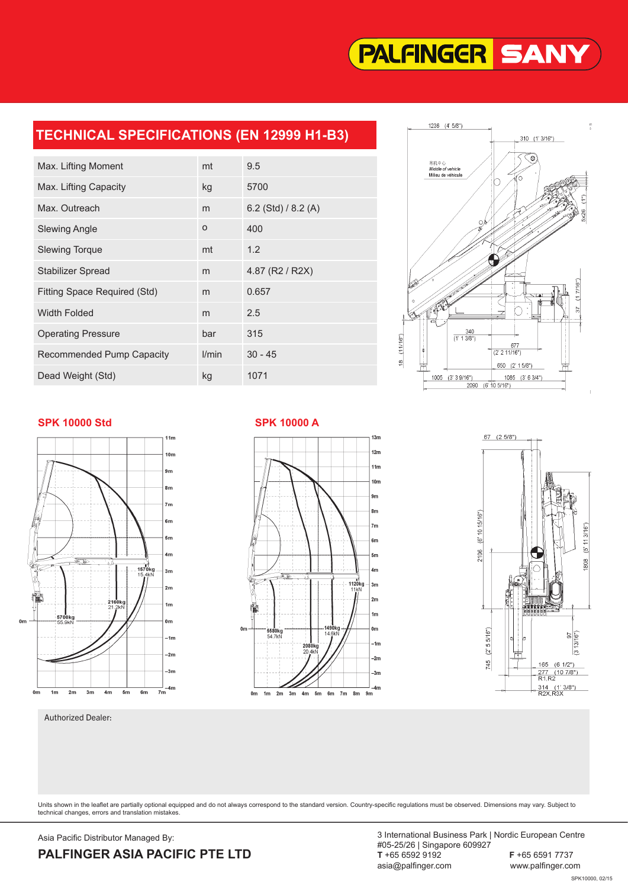PALFINGER SANY

## TECHNICAL SPECIFICATIONS (EN 12999 H1-B3)

| | | |
|---|---|---|
| Max. Lifting Moment | mt | 9.5 |
| Max. Lifting Capacity | kg | 5700 |
| Max. Outreach | m | 6.2 (Std) / 8.2 (A) |
| Slewing Angle | o | 400 |
| Slewing Torque | mt | 1.2 |
| Stabilizer Spread | m | 4.87 (R2 / R2X) |
| Fitting Space Required (Std) | m | 0.657 |
| Width Folded | m | 2.5 |
| Operating Pressure | bar | 315 |
| Recommended Pump Capacity | l/min | 30 - 45 |
| Dead Weight (Std) | kg | 1071 |

1236 (4' 5/8")
310 (1' 3/16")
吊机中心
Middle of vehicle
Milieu de véhicule
8x26 (1")
37 (1 7/16")
18 (11/16")
340 (1' 1 3/8")
677 (2' 2 11/16")
650 (2' 1 5/8")
1005 (3' 3 9/16")
1085 (3' 6 3/4")
2090 (6' 10 5/16")

### SPK 10000 Std

1570kg
15.4kN
2160kg
21.2kN
5700kg
55.9kN

### SPK 10000 A

1120kg
11kN
5580kg
54.7kN
1490kg
14.6kN
2080kg
20.4kN

67 (2 5/8")
2106 (6' 10 15/16")
1808 (5' 11 3/16")
745 (2' 5 5/16")
97 (3 13/16")
165 (6 1/2")
277 (10 7/8")
R1,R2
314 (1' 3/8")
R2X,R3X

Authorized Dealer:

Units shown in the leaflet are partially optional equipped and do not always correspond to the standard version. Country-specific regulations must be observed. Dimensions may vary. Subject to technical changes, errors and translation mistakes.

Asia Pacific Distributor Managed By:

**PALFINGER ASIA PACIFIC PTE LTD**

3 International Business Park | Nordic European Centre
#05-25/26 | Singapore 609927
**T** +65 6592 9192
**F** +65 6591 7737
asia@palfinger.com
www.palfinger.com

SPK10000, 02/15